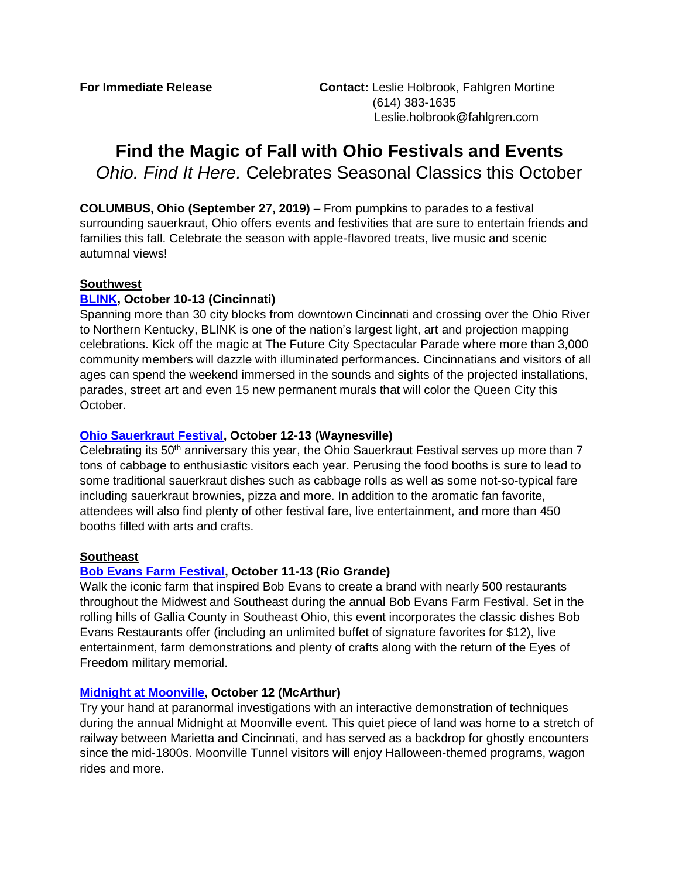**For Immediate Release**

**Contact:** Leslie Holbrook, Fahlgren Mortine
(614) 383-1635
Leslie.holbrook@fahlgren.com

# Find the Magic of Fall with Ohio Festivals and Events

## *Ohio. Find It Here.* Celebrates Seasonal Classics this October

**COLUMBUS, Ohio (September 27, 2019)** – From pumpkins to parades to a festival surrounding sauerkraut, Ohio offers events and festivities that are sure to entertain friends and families this fall. Celebrate the season with apple-flavored treats, live music and scenic autumnal views!

### Southwest

**BLINK, October 10-13 (Cincinnati)**

Spanning more than 30 city blocks from downtown Cincinnati and crossing over the Ohio River to Northern Kentucky, BLINK is one of the nation's largest light, art and projection mapping celebrations. Kick off the magic at The Future City Spectacular Parade where more than 3,000 community members will dazzle with illuminated performances. Cincinnatians and visitors of all ages can spend the weekend immersed in the sounds and sights of the projected installations, parades, street art and even 15 new permanent murals that will color the Queen City this October.

**Ohio Sauerkraut Festival, October 12-13 (Waynesville)**

Celebrating its 50th anniversary this year, the Ohio Sauerkraut Festival serves up more than 7 tons of cabbage to enthusiastic visitors each year. Perusing the food booths is sure to lead to some traditional sauerkraut dishes such as cabbage rolls as well as some not-so-typical fare including sauerkraut brownies, pizza and more. In addition to the aromatic fan favorite, attendees will also find plenty of other festival fare, live entertainment, and more than 450 booths filled with arts and crafts.

### Southeast

**Bob Evans Farm Festival, October 11-13 (Rio Grande)**

Walk the iconic farm that inspired Bob Evans to create a brand with nearly 500 restaurants throughout the Midwest and Southeast during the annual Bob Evans Farm Festival. Set in the rolling hills of Gallia County in Southeast Ohio, this event incorporates the classic dishes Bob Evans Restaurants offer (including an unlimited buffet of signature favorites for $12), live entertainment, farm demonstrations and plenty of crafts along with the return of the Eyes of Freedom military memorial.

**Midnight at Moonville, October 12 (McArthur)**

Try your hand at paranormal investigations with an interactive demonstration of techniques during the annual Midnight at Moonville event. This quiet piece of land was home to a stretch of railway between Marietta and Cincinnati, and has served as a backdrop for ghostly encounters since the mid-1800s. Moonville Tunnel visitors will enjoy Halloween-themed programs, wagon rides and more.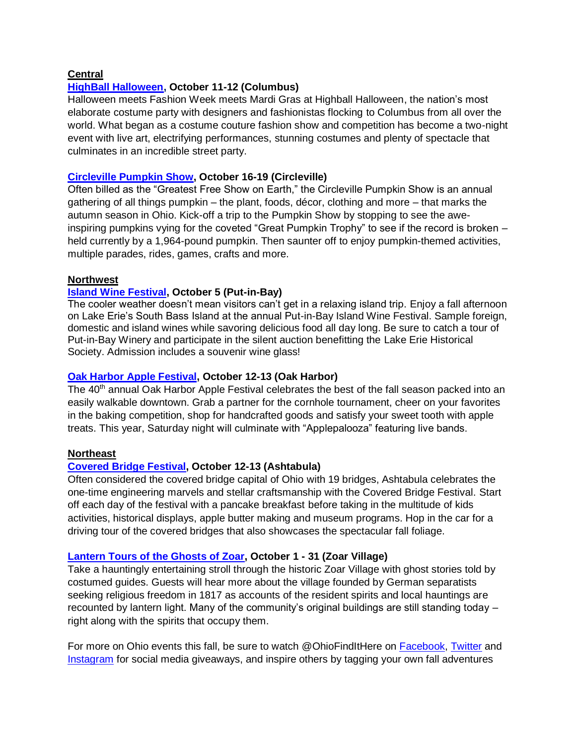**Central**

**HighBall Halloween, October 11-12 (Columbus)**

Halloween meets Fashion Week meets Mardi Gras at Highball Halloween, the nation's most elaborate costume party with designers and fashionistas flocking to Columbus from all over the world. What began as a costume couture fashion show and competition has become a two-night event with live art, electrifying performances, stunning costumes and plenty of spectacle that culminates in an incredible street party.

**Circleville Pumpkin Show, October 16-19 (Circleville)**

Often billed as the "Greatest Free Show on Earth," the Circleville Pumpkin Show is an annual gathering of all things pumpkin – the plant, foods, décor, clothing and more – that marks the autumn season in Ohio. Kick-off a trip to the Pumpkin Show by stopping to see the awe-inspiring pumpkins vying for the coveted "Great Pumpkin Trophy" to see if the record is broken – held currently by a 1,964-pound pumpkin. Then saunter off to enjoy pumpkin-themed activities, multiple parades, rides, games, crafts and more.

**Northwest**

**Island Wine Festival, October 5 (Put-in-Bay)**

The cooler weather doesn't mean visitors can't get in a relaxing island trip. Enjoy a fall afternoon on Lake Erie's South Bass Island at the annual Put-in-Bay Island Wine Festival. Sample foreign, domestic and island wines while savoring delicious food all day long. Be sure to catch a tour of Put-in-Bay Winery and participate in the silent auction benefitting the Lake Erie Historical Society. Admission includes a souvenir wine glass!

**Oak Harbor Apple Festival, October 12-13 (Oak Harbor)**

The 40th annual Oak Harbor Apple Festival celebrates the best of the fall season packed into an easily walkable downtown. Grab a partner for the cornhole tournament, cheer on your favorites in the baking competition, shop for handcrafted goods and satisfy your sweet tooth with apple treats. This year, Saturday night will culminate with "Applepalooza" featuring live bands.

**Northeast**

**Covered Bridge Festival, October 12-13 (Ashtabula)**

Often considered the covered bridge capital of Ohio with 19 bridges, Ashtabula celebrates the one-time engineering marvels and stellar craftsmanship with the Covered Bridge Festival. Start off each day of the festival with a pancake breakfast before taking in the multitude of kids activities, historical displays, apple butter making and museum programs. Hop in the car for a driving tour of the covered bridges that also showcases the spectacular fall foliage.

**Lantern Tours of the Ghosts of Zoar, October 1 - 31 (Zoar Village)**

Take a hauntingly entertaining stroll through the historic Zoar Village with ghost stories told by costumed guides. Guests will hear more about the village founded by German separatists seeking religious freedom in 1817 as accounts of the resident spirits and local hauntings are recounted by lantern light. Many of the community's original buildings are still standing today – right along with the spirits that occupy them.

For more on Ohio events this fall, be sure to watch @OhioFindItHere on Facebook, Twitter and Instagram for social media giveaways, and inspire others by tagging your own fall adventures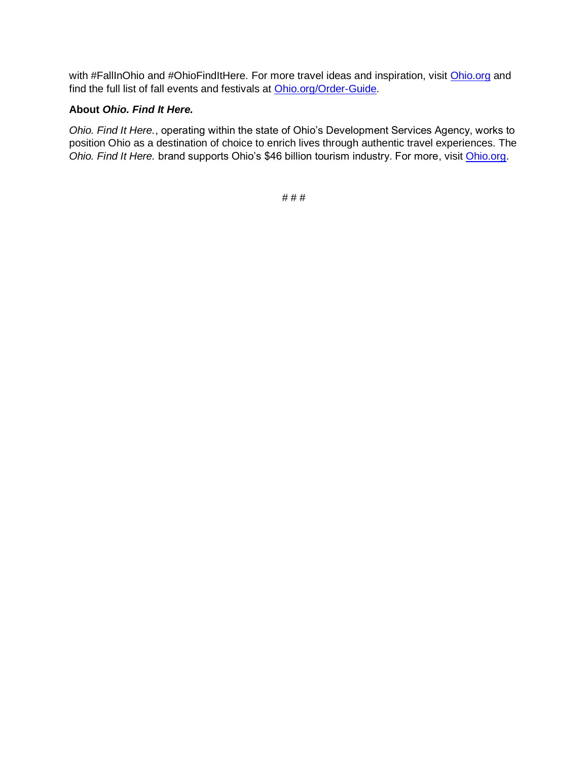with #FallInOhio and #OhioFindItHere. For more travel ideas and inspiration, visit [Ohio.org](Ohio.org) and find the full list of fall events and festivals at [Ohio.org/Order-Guide](Ohio.org/Order-Guide).

**About *Ohio. Find It Here.***

*Ohio. Find It Here.*, operating within the state of Ohio's Development Services Agency, works to position Ohio as a destination of choice to enrich lives through authentic travel experiences. The *Ohio. Find It Here.* brand supports Ohio's $46 billion tourism industry. For more, visit [Ohio.org](Ohio.org).

# # #